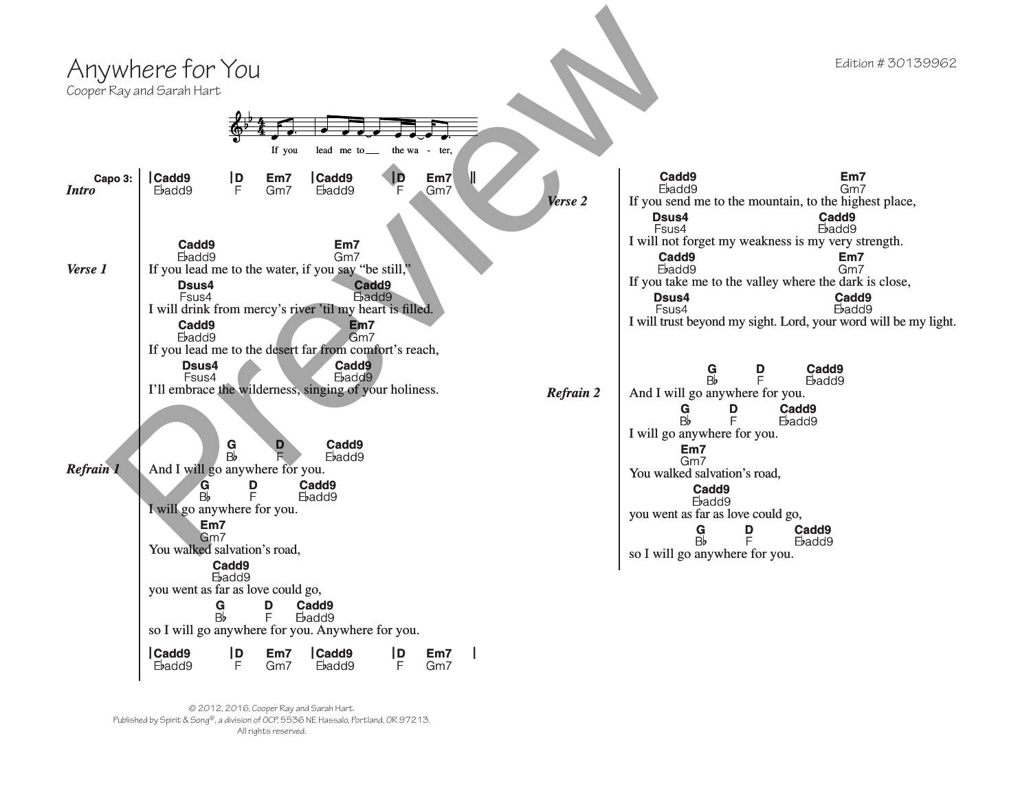# Anywhere for You

Cooper Ray and Sarah Hart

Edition # 30139962

If you lead me to the wa - ter,

**Capo 3:**

***Intro***

```
|Cadd9      |D     Em7   |Cadd9       |D     Em7   ||
 E♭add9      F     Gm7    E♭add9       F     Gm7
```

***Verse 1***

```
      Cadd9                         Em7
      E♭add9                        Gm7
If you lead me to the water, if you say "be still,"
      Dsus4                           Cadd9
      Fsus4                           E♭add9
I will drink from mercy's river 'til my heart is filled.
      Cadd9                             Em7
      E♭add9                            Gm7
If you lead me to the desert far from comfort's reach,
        Dsus4                           Cadd9
        Fsus4                           E♭add9
I'll embrace the wilderness, singing of your holiness.
```

***Refrain 1***

```
                G          D         Cadd9
                B♭         F         E♭add9
And I will go anywhere for you.
          G        D         Cadd9
          B♭       F         E♭add9
I will go anywhere for you.
          Em7
          Gm7
You walked salvation's road,
               Cadd9
               E♭add9
you went as far as love could go,
               G        D      Cadd9
               B♭       F      E♭add9
so I will go anywhere for you. Anywhere for you.
```

```
|Cadd9      |D     Em7   |Cadd9       |D     Em7   |
 E♭add9      F     Gm7    E♭add9       F     Gm7
```

***Verse 2***

```
      Cadd9                                 Em7
      E♭add9                                Gm7
If you send me to the mountain, to the highest place,
      Dsus4                              Cadd9
      Fsus4                              E♭add9
I will not forget my weakness is my very strength.
      Cadd9                                Em7
      E♭add9                               Gm7
If you take me to the valley where the dark is close,
      Dsus4                               Cadd9
      Fsus4                               E♭add9
I will trust beyond my sight. Lord, your word will be my light.
```

***Refrain 2***

```
                G          D         Cadd9
                B♭         F         E♭add9
And I will go anywhere for you.
          G        D         Cadd9
          B♭       F         E♭add9
I will go anywhere for you.
          Em7
          Gm7
You walked salvation's road,
               Cadd9
               E♭add9
you went as far as love could go,
               G        D      Cadd9
               B♭       F      E♭add9
so I will go anywhere for you.
```

© 2012, 2016, Cooper Ray and Sarah Hart.
Published by Spirit & Song®, a division of OCP, 5536 NE Hassalo, Portland, OR 97213.
All rights reserved.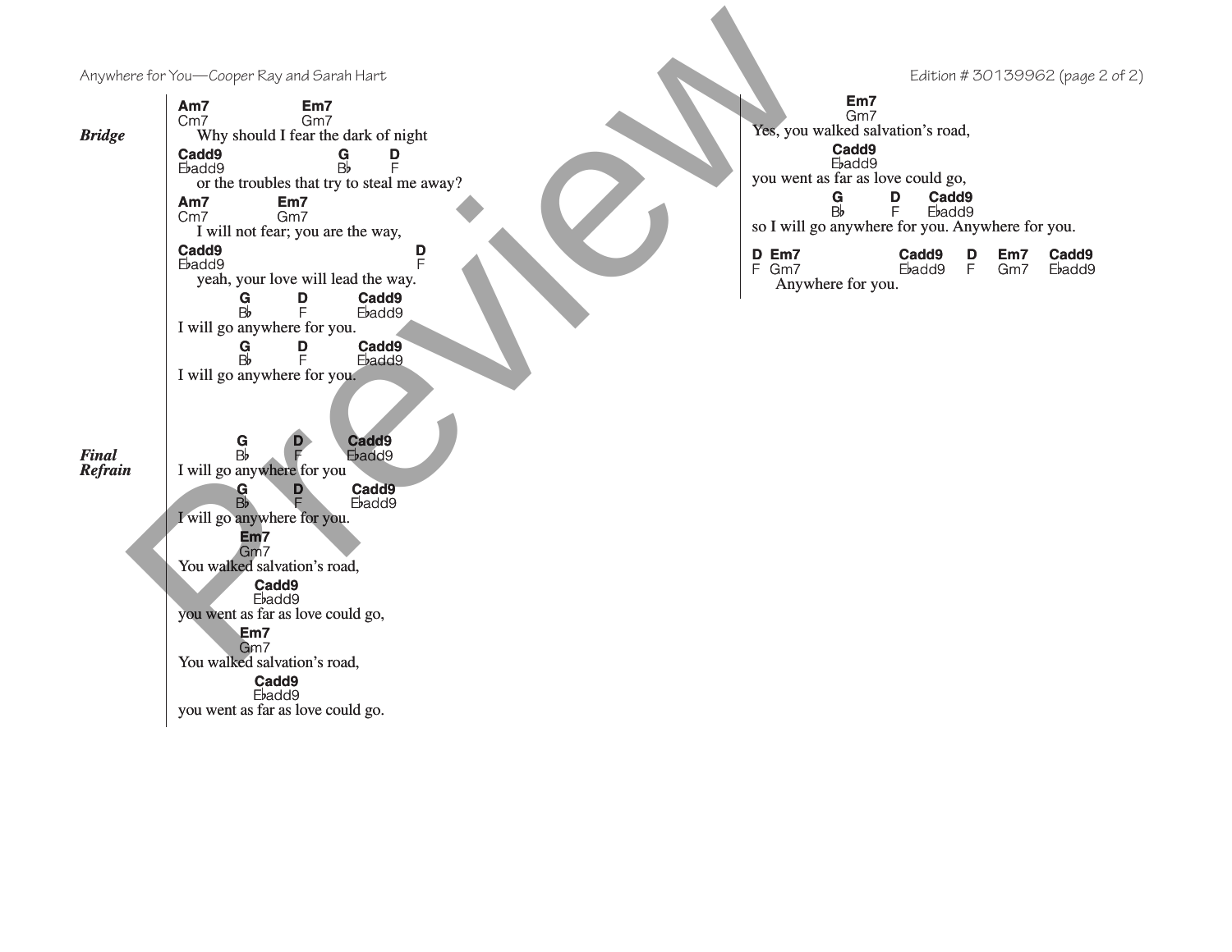**Bridge**

```
Am7                   Em7
Cm7                   Gm7
   Why should I fear the dark of night
Cadd9                         G        D
E♭add9                        B♭       F
   or the troubles that try to steal me away?
Am7              Em7
Cm7              Gm7
   I will not fear; you are the way,
Cadd9                                   D
E♭add9                                  F
   yeah, your love will lead the way.
         G          D          Cadd9
         B♭         F          E♭add9
I will go anywhere for you.
         G          D          Cadd9
         B♭         F          E♭add9
I will go anywhere for you.
```

***Final Refrain***

```
         G          D          Cadd9
         B♭         F          E♭add9
I will go anywhere for you
         G          D          Cadd9
         B♭         F          E♭add9
I will go anywhere for you.
         Em7
         Gm7
You walked salvation's road,
            Cadd9
            E♭add9
you went as far as love could go,
         Em7
         Gm7
You walked salvation's road,
            Cadd9
            E♭add9
you went as far as love could go.
```

```
              Em7
              Gm7
Yes, you walked salvation's road,
            Cadd9
            E♭add9
you went as far as love could go,
            G          D       Cadd9
            B♭         F       E♭add9
so I will go anywhere for you. Anywhere for you.

D  Em7                 Cadd9     D     Em7     Cadd9
F  Gm7                 E♭add9    F     Gm7     E♭add9
   Anywhere for you.
```